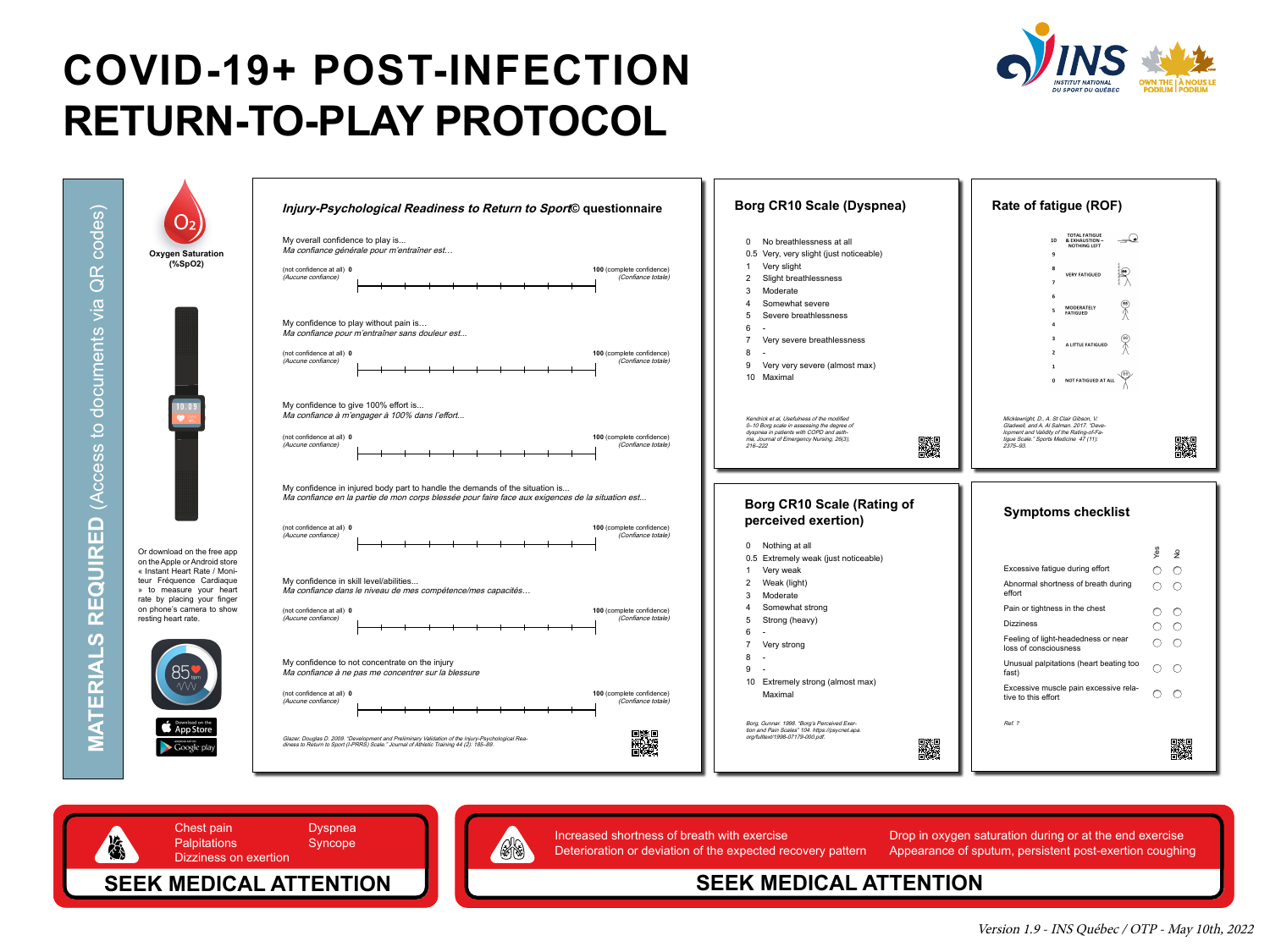# COVID-19+ POST-INFECTION RETURN-TO-PLAY PROTOCOL

## MATERIALS REQUIRED (Access to documents via QR codes)

**Oxygen Saturation ($\%SpO_2$)**

Or download on the free app on the Apple or Android store « Instant Heart Rate / Moniteur Fréquence Cardiaque » to measure your heart rate by placing your finger on phone's camera to show resting heart rate.

### *Injury-Psychological Readiness to Return to Sport©* questionnaire

My overall confidence to play is...
*Ma confiance générale pour m'entraîner est…*

(not confidence at all) **0** — **100** (complete confidence)
*(Aucune confiance)* — *(Confiance totale)*

My confidence to play without pain is...
*Ma confiance pour m'entraîner sans douleur est...*

(not confidence at all) **0** — **100** (complete confidence)
*(Aucune confiance)* — *(Confiance totale)*

My confidence to give 100% effort is...
*Ma confiance à m'engager à 100% dans l'effort...*

(not confidence at all) **0** — **100** (complete confidence)
*(Aucune confiance)* — *(Confiance totale)*

My confidence in injured body part to handle the demands of the situation is...
*Ma confiance en la partie de mon corps blessée pour faire face aux exigences de la situation est...*

(not confidence at all) **0** — **100** (complete confidence)
*(Aucune confiance)* — *(Confiance totale)*

My confidence in skill level/abilities...
*Ma confiance dans le niveau de mes compétence/mes capacités…*

(not confidence at all) **0** — **100** (complete confidence)
*(Aucune confiance)* — *(Confiance totale)*

My confidence to not concentrate on the injury
*Ma confiance à ne pas me concentrer sur la blessure*

(not confidence at all) **0** — **100** (complete confidence)
*(Aucune confiance)* — *(Confiance totale)*

*Glazer, Douglas D. 2009. "Development and Preliminary Validation of the Injury-Psychological Readiness to Return to Sport (I-PRRS) Scale." Journal of Athletic Training 44 (2): 185–89.*

### Borg CR10 Scale (Dyspnea)

- 0 No breathlessness at all
- 0.5 Very, very slight (just noticeable)
- 1 Very slight
- 2 Slight breathlessness
- 3 Moderate
- 4 Somewhat severe
- 5 Severe breathlessness
- 6 -
- 7 Very severe breathlessness
- 8 -
- 9 Very very severe (almost max)
- 10 Maximal

*Kendrick et al, Usefulness of the modified 0–10 Borg scale in assessing the degree of dyspnea in patients with COPD and asthma, Journal of Emergency Nursing, 26(3), 216–222*

### Rate of fatigue (ROF)

- 10 TOTAL FATIGUE & EXHAUSTION – NOTHING LEFT
- 9
- 8 VERY FATIGUED
- 7
- 6
- 5 MODERATELY FATIGUED
- 4
- 3 A LITTLE FATIGUED
- 2
- 1
- 0 NOT FATIGUED AT ALL

*Micklewright, D., A. St Clair Gibson, V. Gladwell, and A. Al Salman. 2017. "Development and Validity of the Rating-of-Fatigue Scale." Sports Medicine 47 (11): 2375–93.*

### Borg CR10 Scale (Rating of perceived exertion)

- 0 Nothing at all
- 0.5 Extremely weak (just noticeable)
- 1 Very weak
- 2 Weak (light)
- 3 Moderate
- 4 Somewhat strong
- 5 Strong (heavy)
- 6 -
- 7 Very strong
- 8 -
- 9 -
- 10 Extremely strong (almost max)
- Maximal

*Borg, Gunnar. 1998. "Borg's Perceived Exertion and Pain Scales" 104. https://psycnet.apa.org/fulltext/1998-07179-000.pdf.*

### Symptoms checklist

| | Yes | No |
|---|---|---|
| Excessive fatigue during effort | ○ | ○ |
| Abnormal shortness of breath during effort | ○ | ○ |
| Pain or tightness in the chest | ○ | ○ |
| Dizziness | ○ | ○ |
| Feeling of light-headedness or near loss of consciousness | ○ | ○ |
| Unusual palpitations (heart beating too fast) | ○ | ○ |
| Excessive muscle pain excessive relative to this effort | ○ | ○ |

*Ref. ?*

---

Chest pain
Palpitations
Dizziness on exertion
Dyspnea
Syncope

**SEEK MEDICAL ATTENTION**

Increased shortness of breath with exercise
Deterioration or deviation of the expected recovery pattern
Drop in oxygen saturation during or at the end exercise
Appearance of sputum, persistent post-exertion coughing

**SEEK MEDICAL ATTENTION**

*Version 1.9 - INS Québec / OTP - May 10th, 2022*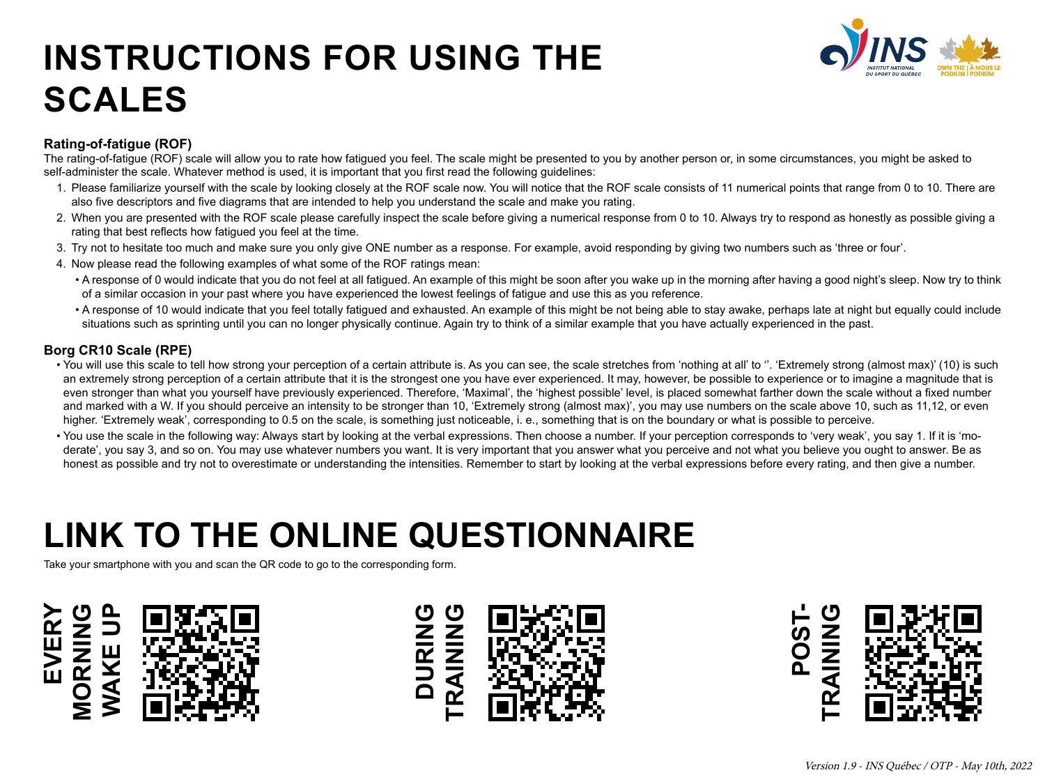# INSTRUCTIONS FOR USING THE SCALES

### Rating-of-fatigue (ROF)

The rating-of-fatigue (ROF) scale will allow you to rate how fatigued you feel. The scale might be presented to you by another person or, in some circumstances, you might be asked to self-administer the scale. Whatever method is used, it is important that you first read the following guidelines:

1. Please familiarize yourself with the scale by looking closely at the ROF scale now. You will notice that the ROF scale consists of 11 numerical points that range from 0 to 10. There are also five descriptors and five diagrams that are intended to help you understand the scale and make you rating.
2. When you are presented with the ROF scale please carefully inspect the scale before giving a numerical response from 0 to 10. Always try to respond as honestly as possible giving a rating that best reflects how fatigued you feel at the time.
3. Try not to hesitate too much and make sure you only give ONE number as a response. For example, avoid responding by giving two numbers such as 'three or four'.
4. Now please read the following examples of what some of the ROF ratings mean:
   - A response of 0 would indicate that you do not feel at all fatigued. An example of this might be soon after you wake up in the morning after having a good night's sleep. Now try to think of a similar occasion in your past where you have experienced the lowest feelings of fatigue and use this as you reference.
   - A response of 10 would indicate that you feel totally fatigued and exhausted. An example of this might be not being able to stay awake, perhaps late at night but equally could include situations such as sprinting until you can no longer physically continue. Again try to think of a similar example that you have actually experienced in the past.

### Borg CR10 Scale (RPE)

- You will use this scale to tell how strong your perception of a certain attribute is. As you can see, the scale stretches from 'nothing at all' to ''. 'Extremely strong (almost max)' (10) is such an extremely strong perception of a certain attribute that it is the strongest one you have ever experienced. It may, however, be possible to experience or to imagine a magnitude that is even stronger than what you yourself have previously experienced. Therefore, 'Maximal', the 'highest possible' level, is placed somewhat farther down the scale without a fixed number and marked with a W. If you should perceive an intensity to be stronger than 10, 'Extremely strong (almost max)', you may use numbers on the scale above 10, such as 11,12, or even higher. 'Extremely weak', corresponding to 0.5 on the scale, is something just noticeable, i. e., something that is on the boundary or what is possible to perceive.
- You use the scale in the following way: Always start by looking at the verbal expressions. Then choose a number. If your perception corresponds to 'very weak', you say 1. If it is 'moderate', you say 3, and so on. You may use whatever numbers you want. It is very important that you answer what you perceive and not what you believe you ought to answer. Be as honest as possible and try not to overestimate or understanding the intensities. Remember to start by looking at the verbal expressions before every rating, and then give a number.

# LINK TO THE ONLINE QUESTIONNAIRE

Take your smartphone with you and scan the QR code to go to the corresponding form.

**EVERY MORNING WAKE UP**

**DURING TRAINING**

**POST-TRAINING**

*Version 1.9 - INS Québec / OTP - May 10th, 2022*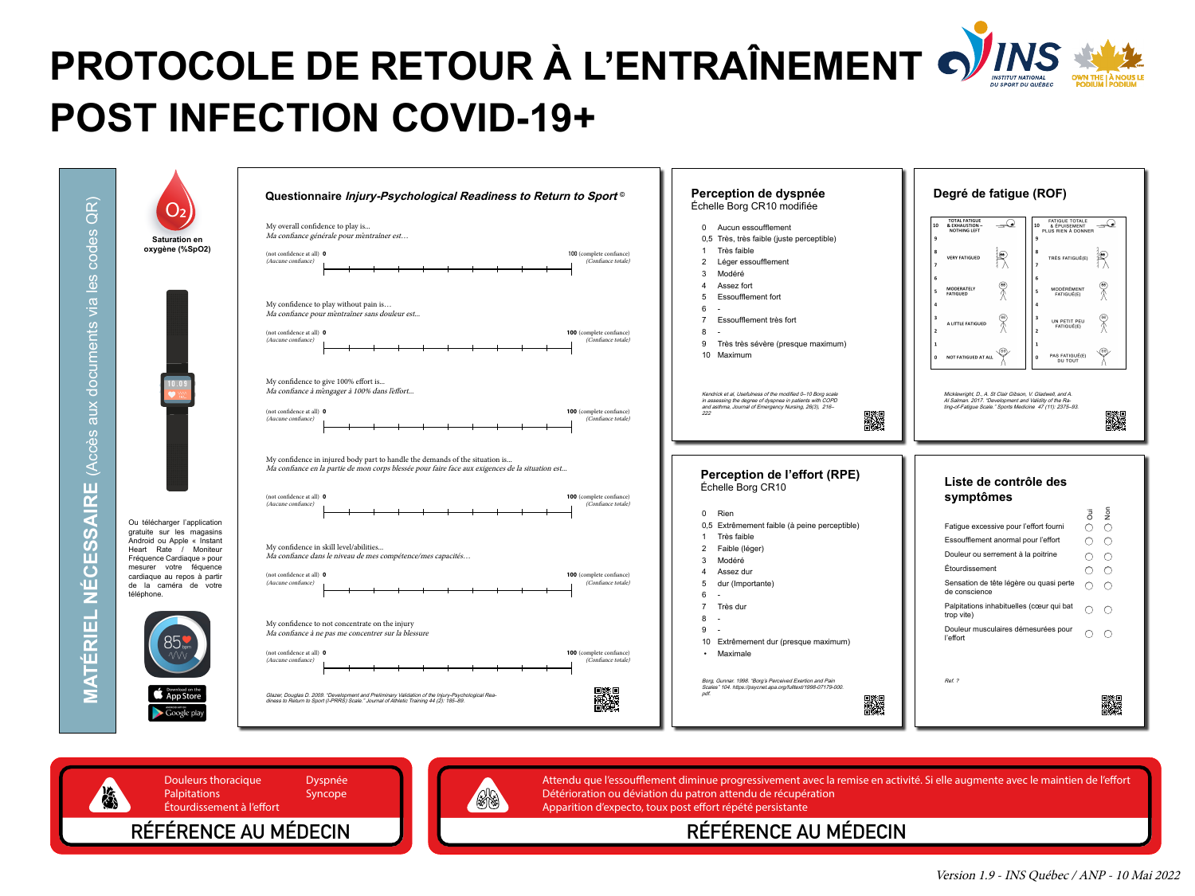# PROTOCOLE DE RETOUR À L'ENTRAÎNEMENT POST INFECTION COVID-19+

**MATÉRIEL NÉCESSAIRE** (Accès aux documents via les codes QR)

Saturation en oxygène (%SpO2)

Ou télécharger l'application gratuite sur les magasins Android ou Apple « Instant Heart Rate / Moniteur Fréquence Cardiaque » pour mesurer votre fréquence cardiaque au repos à partir de la caméra de votre téléphone.

## Questionnaire *Injury-Psychological Readiness to Return to Sport*©

My overall confidence to play is...
*Ma confiance générale pour m'entraîner est…*

(not confidence at all) **0** (*Aucune confiance*) — **100** (complete confiance) (*Confiance totale*)

My confidence to play without pain is…
*Ma confiance pour m'entraîner sans douleur est...*

(not confidence at all) **0** (*Aucune confiance*) — **100** (complete confiance) (*Confiance totale*)

My confidence to give 100% effort is...
*Ma confiance à ménager à 100% dans l'effort...*

(not confidence at all) **0** (*Aucune confiance*) — **100** (complete confiance) (*Confiance totale*)

My confidence in injured body part to handle the demands of the situation is...
*Ma confiance en la partie de mon corps blessée pour faire face aux exigences de la situation est...*

(not confidence at all) **0** (*Aucune confiance*) — **100** (complete confiance) (*Confiance totale*)

My confidence in skill level/abilities...
*Ma confiance dans le niveau de mes compétence/mes capacités…*

(not confidence at all) **0** (*Aucune confiance*) — **100** (complete confiance) (*Confiance totale*)

My confidence to not concentrate on the injury
*Ma confiance à ne pas me concentrer sur la blessure*

(not confidence at all) **0** (*Aucune confiance*) — **100** (complete confiance) (*Confiance totale*)

*Glazer, Douglas D. 2009. "Development and Preliminary Validation of the Injury-Psychological Readiness to Return to Sport (I-PRRS) Scale." Journal of Athletic Training 44 (2): 185–89.*

## Perception de dyspnée

Échelle Borg CR10 modifiée

| | |
|---|---|
| 0 | Aucun essoufflement |
| 0,5 | Très, très faible (juste perceptible) |
| 1 | Très faible |
| 2 | Léger essoufflement |
| 3 | Modéré |
| 4 | Assez fort |
| 5 | Essoufflement fort |
| 6 | - |
| 7 | Essoufflement très fort |
| 8 | - |
| 9 | Très très sévère (presque maximum) |
| 10 | Maximum |

*Kendrick et al, Usefulness of the modified 0–10 Borg scale in assessing the degree of dyspnea in patients with COPD and asthma, Journal of Emergency Nursing, 26(3), 216–222*

## Degré de fatigue (ROF)

| | | | |
|---|---|---|---|
| 10 | TOTAL FATIGUE & EXHAUSTION – NOTHING LEFT | 10 | FATIGUE TOTALE & ÉPUISEMENT PLUS RIEN À DONNER |
| 9 | | 9 | |
| 8 | VERY FATIGUED | 8 | TRÈS FATIGUÉ(E) |
| 7 | | 7 | |
| 6 | | 6 | |
| 5 | MODERATELY FATIGUED | 5 | MODÉRÉMENT FATIGUÉ(E) |
| 4 | | 4 | |
| 3 | A LITTLE FATIGUED | 3 | UN PETIT PEU FATIGUÉ(E) |
| 2 | | 2 | |
| 1 | | 1 | |
| 0 | NOT FATIGUED AT ALL | 0 | PAS FATIGUÉ(E) DU TOUT |

*Micklewright, D., A. St Clair Gibson, V. Gladwell, and A. Al Salman. 2017. "Development and Validity of the Rating-of-Fatigue Scale." Sports Medicine 47 (11): 2375–93.*

## Perception de l'effort (RPE)

Échelle Borg CR10

| | |
|---|---|
| 0 | Rien |
| 0,5 | Extrêmement faible (à peine perceptible) |
| 1 | Très faible |
| 2 | Faible (léger) |
| 3 | Modéré |
| 4 | Assez dur |
| 5 | dur (Importante) |
| 6 | - |
| 7 | Très dur |
| 8 | - |
| 9 | - |
| 10 | Extrêmement dur (presque maximum) |
| • | Maximale |

*Borg, Gunnar. 1998. "Borg's Perceived Exertion and Pain Scales" 104. https://psycnet.apa.org/fulltext/1998-07179-000.pdf.*

## Liste de contrôle des symptômes

| | Oui | Non |
|---|---|---|
| Fatigue excessive pour l'effort fourni | ○ | ○ |
| Essoufflement anormal pour l'effort | ○ | ○ |
| Douleur ou serrement à la poitrine | ○ | ○ |
| Étourdissement | ○ | ○ |
| Sensation de tête légère ou quasi perte de conscience | ○ | ○ |
| Palpitations inhabituelles (cœur qui bat trop vite) | ○ | ○ |
| Douleur musculaires démesurées pour l'effort | ○ | ○ |

*Ref. ?*

---

Douleurs thoracique
Palpitations
Étourdissement à l'effort
Dyspnée
Syncope

**RÉFÉRENCE AU MÉDECIN**

---

Attendu que l'essoufflement diminue progressivement avec la remise en activité. Si elle augmente avec le maintien de l'effort
Détérioration ou déviation du patron attendu de récupération
Apparition d'expecto, toux post effort répété persistante

**RÉFÉRENCE AU MÉDECIN**

---

*Version 1.9 - INS Québec / ANP - 10 Mai 2022*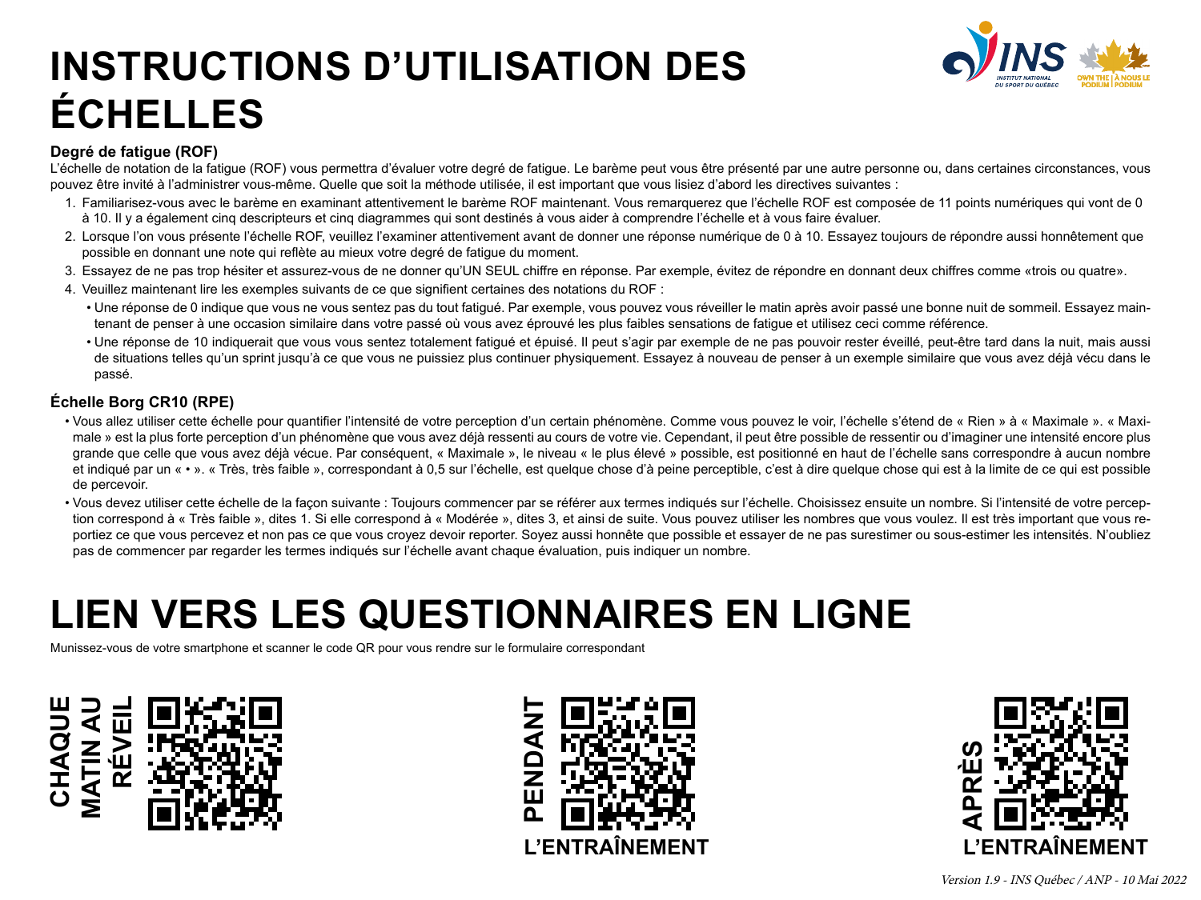# INSTRUCTIONS D'UTILISATION DES ÉCHELLES

### Degré de fatigue (ROF)

L'échelle de notation de la fatigue (ROF) vous permettra d'évaluer votre degré de fatigue. Le barème peut vous être présenté par une autre personne ou, dans certaines circonstances, vous pouvez être invité à l'administrer vous-même. Quelle que soit la méthode utilisée, il est important que vous lisiez d'abord les directives suivantes :

1. Familiarisez-vous avec le barème en examinant attentivement le barème ROF maintenant. Vous remarquerez que l'échelle ROF est composée de 11 points numériques qui vont de 0 à 10. Il y a également cinq descripteurs et cinq diagrammes qui sont destinés à vous aider à comprendre l'échelle et à vous faire évaluer.
2. Lorsque l'on vous présente l'échelle ROF, veuillez l'examiner attentivement avant de donner une réponse numérique de 0 à 10. Essayez toujours de répondre aussi honnêtement que possible en donnant une note qui reflète au mieux votre degré de fatigue du moment.
3. Essayez de ne pas trop hésiter et assurez-vous de ne donner qu'UN SEUL chiffre en réponse. Par exemple, évitez de répondre en donnant deux chiffres comme «trois ou quatre».
4. Veuillez maintenant lire les exemples suivants de ce que signifient certaines des notations du ROF :
   - Une réponse de 0 indique que vous ne vous sentez pas du tout fatigué. Par exemple, vous pouvez vous réveiller le matin après avoir passé une bonne nuit de sommeil. Essayez maintenant de penser à une occasion similaire dans votre passé où vous avez éprouvé les plus faibles sensations de fatigue et utilisez ceci comme référence.
   - Une réponse de 10 indiquerait que vous vous sentez totalement fatigué et épuisé. Il peut s'agir par exemple de ne pas pouvoir rester éveillé, peut-être tard dans la nuit, mais aussi de situations telles qu'un sprint jusqu'à ce que vous ne puissiez plus continuer physiquement. Essayez à nouveau de penser à un exemple similaire que vous avez déjà vécu dans le passé.

### Échelle Borg CR10 (RPE)

- Vous allez utiliser cette échelle pour quantifier l'intensité de votre perception d'un certain phénomène. Comme vous pouvez le voir, l'échelle s'étend de « Rien » à « Maximale ». « Maximale » est la plus forte perception d'un phénomène que vous avez déjà ressenti au cours de votre vie. Cependant, il peut être possible de ressentir ou d'imaginer une intensité encore plus grande que celle que vous avez déjà vécue. Par conséquent, « Maximale », le niveau « le plus élevé » possible, est positionné en haut de l'échelle sans correspondre à aucun nombre et indiqué par un « • ». « Très, très faible », correspondant à 0,5 sur l'échelle, est quelque chose d'à peine perceptible, c'est à dire quelque chose qui est à la limite de ce qui est possible de percevoir.
- Vous devez utiliser cette échelle de la façon suivante : Toujours commencer par se référer aux termes indiqués sur l'échelle. Choisissez ensuite un nombre. Si l'intensité de votre perception correspond à « Très faible », dites 1. Si elle correspond à « Modérée », dites 3, et ainsi de suite. Vous pouvez utiliser les nombres que vous voulez. Il est très important que vous reportiez ce que vous percevez et non pas ce que vous croyez devoir reporter. Soyez aussi honnête que possible et essayer de ne pas surestimer ou sous-estimer les intensités. N'oubliez pas de commencer par regarder les termes indiqués sur l'échelle avant chaque évaluation, puis indiquer un nombre.

# LIEN VERS LES QUESTIONNAIRES EN LIGNE

Munissez-vous de votre smartphone et scanner le code QR pour vous rendre sur le formulaire correspondant

**CHAQUE MATIN AU RÉVEIL**

**PENDANT L'ENTRAÎNEMENT**

**APRÈS L'ENTRAÎNEMENT**

*Version 1.9 - INS Québec / ANP - 10 Mai 2022*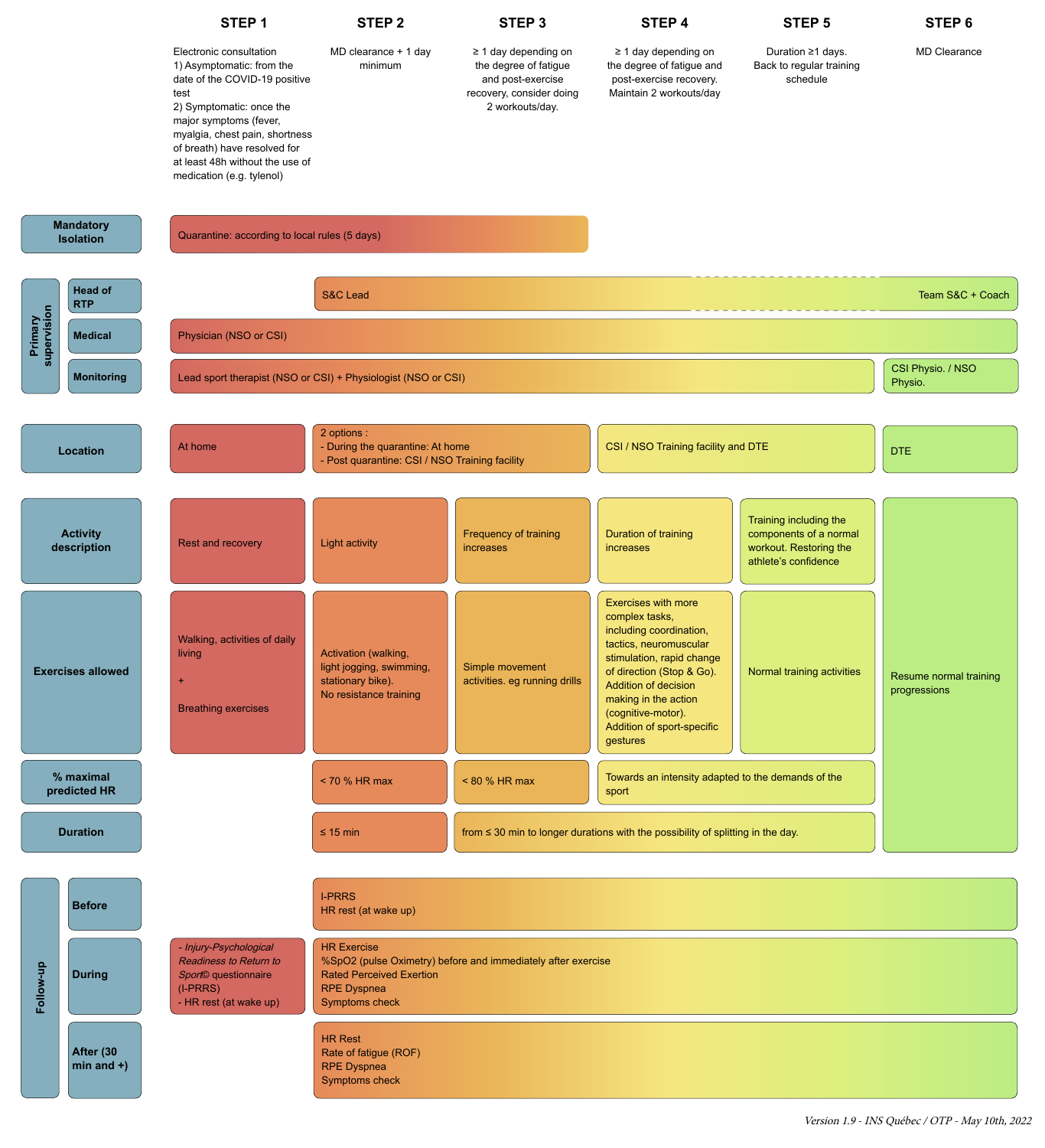| | | STEP 1 | STEP 2 | STEP 3 | STEP 4 | STEP 5 | STEP 6 |
|---|---|---|---|---|---|---|---|
| | | Electronic consultation 1) Asymptomatic: from the date of the COVID-19 positive test 2) Symptomatic: once the major symptoms (fever, myalgia, chest pain, shortness of breath) have resolved for at least 48h without the use of medication (e.g. tylenol) | MD clearance + 1 day minimum | ≥ 1 day depending on the degree of fatigue and post-exercise recovery, consider doing 2 workouts/day. | ≥ 1 day depending on the degree of fatigue and post-exercise recovery. Maintain 2 workouts/day | Duration ≥1 days. Back to regular training schedule | MD Clearance |
| **Mandatory Isolation** | | Quarantine: according to local rules (5 days) | | | | | |
| **Primary supervision** | **Head of RTP** | | S&C Lead | | | | Team S&C + Coach |
| | **Medical** | Physician (NSO or CSI) | | | | | |
| | **Monitoring** | Lead sport therapist (NSO or CSI) + Physiologist (NSO or CSI) | | | | | CSI Physio. / NSO Physio. |
| **Location** | | At home | 2 options : - During the quarantine: At home - Post quarantine: CSI / NSO Training facility | | CSI / NSO Training facility and DTE | | DTE |
| **Activity description** | | Rest and recovery | Light activity | Frequency of training increases | Duration of training increases | Training including the components of a normal workout. Restoring the athlete's confidence | Resume normal training progressions |
| **Exercises allowed** | | Walking, activities of daily living + Breathing exercises | Activation (walking, light jogging, swimming, stationary bike). No resistance training | Simple movement activities. eg running drills | Exercises with more complex tasks, including coordination, tactics, neuromuscular stimulation, rapid change of direction (Stop & Go). Addition of decision making in the action (cognitive-motor). Addition of sport-specific gestures | Normal training activities | |
| **% maximal predicted HR** | | | < 70 % HR max | < 80 % HR max | Towards an intensity adapted to the demands of the sport | | |
| **Duration** | | | ≤ 15 min | from ≤ 30 min to longer durations with the possibility of splitting in the day. | | | |
| **Follow-up** | **Before** | | I-PRRS HR rest (at wake up) | | | | |
| | **During** | - *Injury-Psychological Readiness to Return to Sport©* questionnaire (I-PRRS) - HR rest (at wake up) | HR Exercise %SpO2 (pulse Oximetry) before and immediately after exercise Rated Perceived Exertion RPE Dyspnea Symptoms check | | | | |
| | **After (30 min and +)** | | HR Rest Rate of fatigue (ROF) RPE Dyspnea Symptoms check | | | | |

*Version 1.9 - INS Québec / OTP - May 10th, 2022*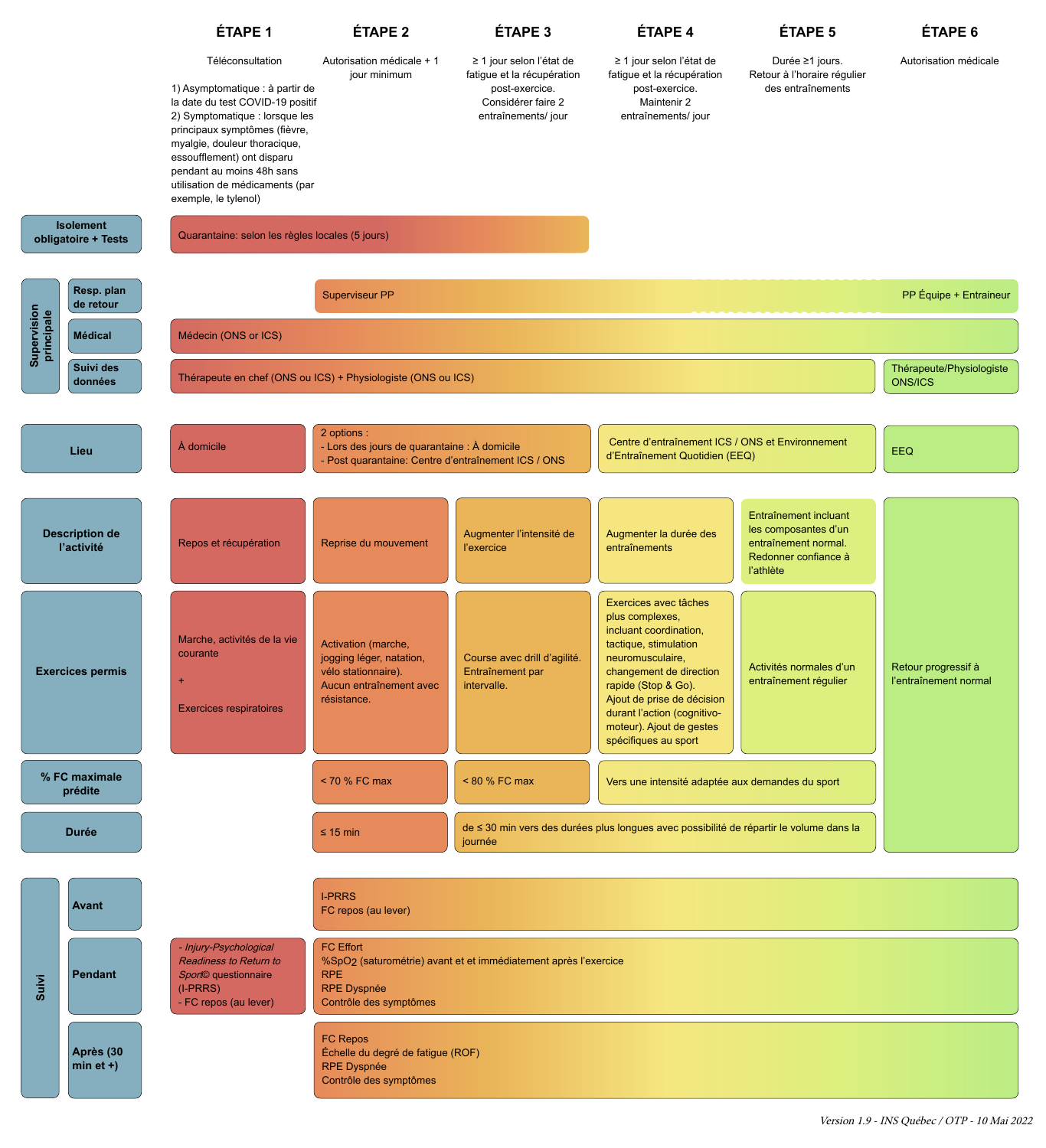| | ÉTAPE 1 | ÉTAPE 2 | ÉTAPE 3 | ÉTAPE 4 | ÉTAPE 5 | ÉTAPE 6 |
|---|---|---|---|---|---|---|
| | Téléconsultation<br><br>1) Asymptomatique : à partir de la date du test COVID-19 positif<br>2) Symptomatique : lorsque les principaux symptômes (fièvre, myalgie, douleur thoracique, essoufflement) ont disparu pendant au moins 48h sans utilisation de médicaments (par exemple, le tylenol) | Autorisation médicale + 1 jour minimum | ≥ 1 jour selon l'état de fatigue et la récupération post-exercice. Considérer faire 2 entraînements/ jour | ≥ 1 jour selon l'état de fatigue et la récupération post-exercice. Maintenir 2 entraînements/ jour | Durée ≥1 jours. Retour à l'horaire régulier des entraînements | Autorisation médicale |
| **Isolement obligatoire + Tests** | Quarantaine: selon les règles locales (5 jours) | | | | | |
| **Supervision principale – Resp. plan de retour** | | Superviseur PP | | | | PP Équipe + Entraineur |
| **Supervision principale – Médical** | Médecin (ONS or ICS) | | | | | |
| **Supervision principale – Suivi des données** | Thérapeute en chef (ONS ou ICS) + Physiologiste (ONS ou ICS) | | | | | Thérapeute/Physiologiste ONS/ICS |
| **Lieu** | À domicile | 2 options :<br>- Lors des jours de quarantaine : À domicile<br>- Post quarantaine: Centre d'entraînement ICS / ONS | | Centre d'entraînement ICS / ONS et Environnement d'Entraînement Quotidien (EEQ) | | EEQ |
| **Description de l'activité** | Repos et récupération | Reprise du mouvement | Augmenter l'intensité de l'exercice | Augmenter la durée des entraînements | Entraînement incluant les composantes d'un entraînement normal. Redonner confiance à l'athlète | Retour progressif à l'entraînement normal |
| **Exercices permis** | Marche, activités de la vie courante<br><br>+<br><br>Exercices respiratoires | Activation (marche, jogging léger, natation, vélo stationnaire).<br>Aucun entraînement avec résistance. | Course avec drill d'agilité. Entraînement par intervalle. | Exercices avec tâches plus complexes, incluant coordination, tactique, stimulation neuromusculaire, changement de direction rapide (Stop & Go).<br>Ajout de prise de décision durant l'action (cognitivo-moteur). Ajout de gestes spécifiques au sport | Activités normales d'un entraînement régulier | |
| **% FC maximale prédite** | | < 70 % FC max | < 80 % FC max | Vers une intensité adaptée aux demandes du sport | | |
| **Durée** | | ≤ 15 min | de ≤ 30 min vers des durées plus longues avec possibilité de répartir le volume dans la journée | | | |
| **Suivi – Avant** | | I-PRRS<br>FC repos (au lever) | | | | |
| **Suivi – Pendant** | - *Injury-Psychological Readiness to Return to Sport©* questionnaire (I-PRRS)<br>- FC repos (au lever) | FC Effort<br>%$SpO_2$ (saturométrie) avant et et immédiatement après l'exercice<br>RPE<br>RPE Dyspnée<br>Contrôle des symptômes | | | | |
| **Suivi – Après (30 min et +)** | | FC Repos<br>Échelle du degré de fatigue (ROF)<br>RPE Dyspnée<br>Contrôle des symptômes | | | | |

*Version 1.9 - INS Québec / OTP - 10 Mai 2022*